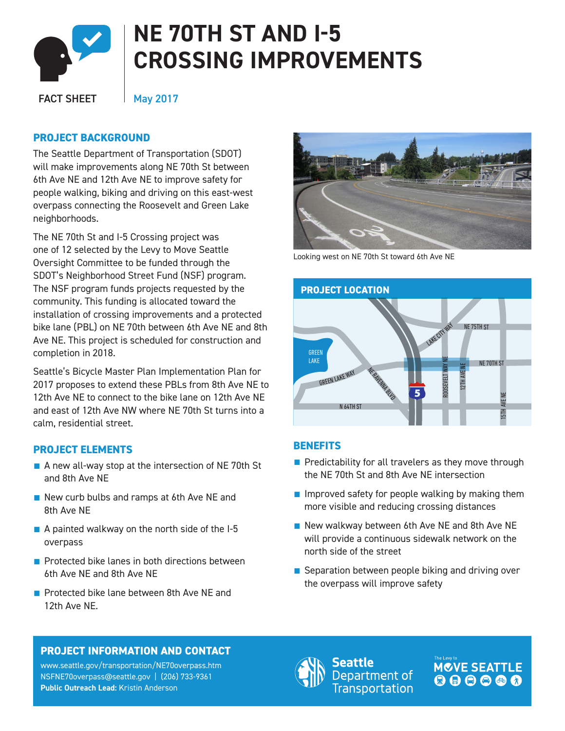# NE 70TH ST AND I-5 CROSSING IMPROVEMENTS

FACT SHEET

May 2017

## PROJECT BACKGROUND

The Seattle Department of Transportation (SDOT) will make improvements along NE 70th St between 6th Ave NE and 12th Ave NE to improve safety for people walking, biking and driving on this east-west overpass connecting the Roosevelt and Green Lake neighborhoods.

The NE 70th St and I-5 Crossing project was one of 12 selected by the Levy to Move Seattle Oversight Committee to be funded through the SDOT's Neighborhood Street Fund (NSF) program. The NSF program funds projects requested by the community. This funding is allocated toward the installation of crossing improvements and a protected bike lane (PBL) on NE 70th between 6th Ave NE and 8th Ave NE. This project is scheduled for construction and completion in 2018.

Seattle's Bicycle Master Plan Implementation Plan for 2017 proposes to extend these PBLs from 8th Ave NE to 12th Ave NE to connect to the bike lane on 12th Ave NE and east of 12th Ave NW where NE 70th St turns into a calm, residential street.

Looking west on NE 70th St toward 6th Ave NE

## PROJECT LOCATION

## PROJECT ELEMENTS

- A new all-way stop at the intersection of NE 70th St and 8th Ave NE
- New curb bulbs and ramps at 6th Ave NE and 8th Ave NE
- A painted walkway on the north side of the I-5 overpass
- Protected bike lanes in both directions between 6th Ave NE and 8th Ave NE
- Protected bike lane between 8th Ave NE and 12th Ave NE.

## BENEFITS

- Predictability for all travelers as they move through the NE 70th St and 8th Ave NE intersection
- Improved safety for people walking by making them more visible and reducing crossing distances
- New walkway between 6th Ave NE and 8th Ave NE will provide a continuous sidewalk network on the north side of the street
- Separation between people biking and driving over the overpass will improve safety

## PROJECT INFORMATION AND CONTACT

www.seattle.gov/transportation/NE70overpass.htm
NSFNE70overpass@seattle.gov | (206) 733-9361
**Public Outreach Lead:** Kristin Anderson

Seattle Department of Transportation

The Levy to MOVE SEATTLE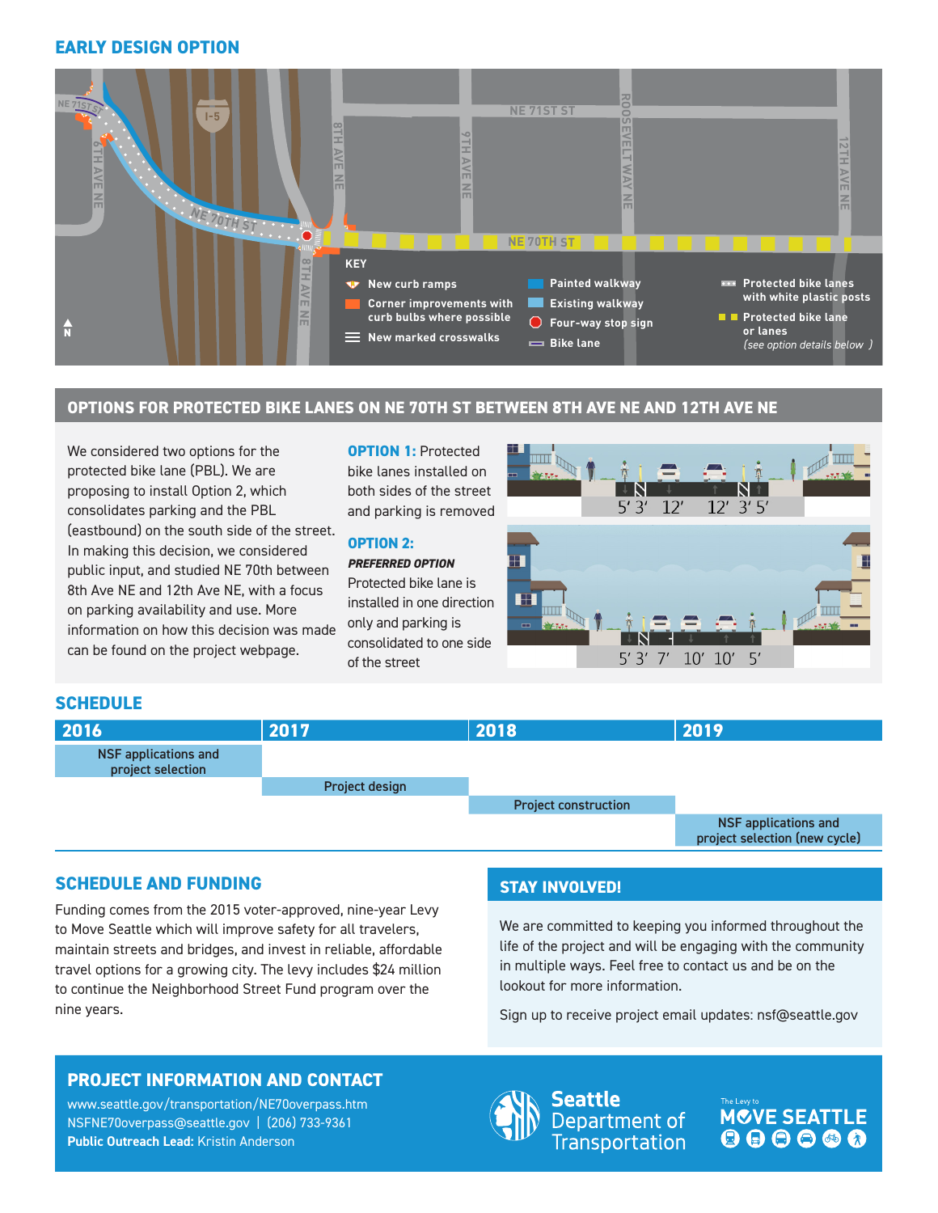## EARLY DESIGN OPTION

NE 71ST ST
I-5
6TH AVE NE
NE 70TH ST
8TH AVE NE
9TH AVE NE
NE 71ST ST
ROOSEVELT WAY NE
12TH AVE NE
NE 70TH ST
8TH AVE NE
N

KEY

- New curb ramps
- Corner improvements with curb bulbs where possible
- New marked crosswalks
- Painted walkway
- Existing walkway
- Four-way stop sign
- Bike lane
- Protected bike lanes with white plastic posts
- Protected bike lane or lanes *(see option details below )*

## OPTIONS FOR PROTECTED BIKE LANES ON NE 70TH ST BETWEEN 8TH AVE NE AND 12TH AVE NE

We considered two options for the protected bike lane (PBL). We are proposing to install Option 2, which consolidates parking and the PBL (eastbound) on the south side of the street. In making this decision, we considered public input, and studied NE 70th between 8th Ave NE and 12th Ave NE, with a focus on parking availability and use. More information on how this decision was made can be found on the project webpage.

**OPTION 1:** Protected bike lanes installed on both sides of the street and parking is removed

5' 3' 12' 12' 3' 5'

**OPTION 2:**

***PREFERRED OPTION***

Protected bike lane is installed in one direction only and parking is consolidated to one side of the street

5' 3' 7' 10' 10' 5'

## SCHEDULE

| 2016 | 2017 | 2018 | 2019 |
|---|---|---|---|
| NSF applications and project selection | | | |
| | Project design | | |
| | | Project construction | |
| | | | NSF applications and project selection (new cycle) |

## SCHEDULE AND FUNDING

Funding comes from the 2015 voter-approved, nine-year Levy to Move Seattle which will improve safety for all travelers, maintain streets and bridges, and invest in reliable, affordable travel options for a growing city. The levy includes $24 million to continue the Neighborhood Street Fund program over the nine years.

## STAY INVOLVED!

We are committed to keeping you informed throughout the life of the project and will be engaging with the community in multiple ways. Feel free to contact us and be on the lookout for more information.

Sign up to receive project email updates: nsf@seattle.gov

## PROJECT INFORMATION AND CONTACT

www.seattle.gov/transportation/NE70overpass.htm
NSFNE70overpass@seattle.gov | (206) 733-9361
**Public Outreach Lead:** Kristin Anderson

Seattle Department of Transportation

The Levy to MOVE SEATTLE